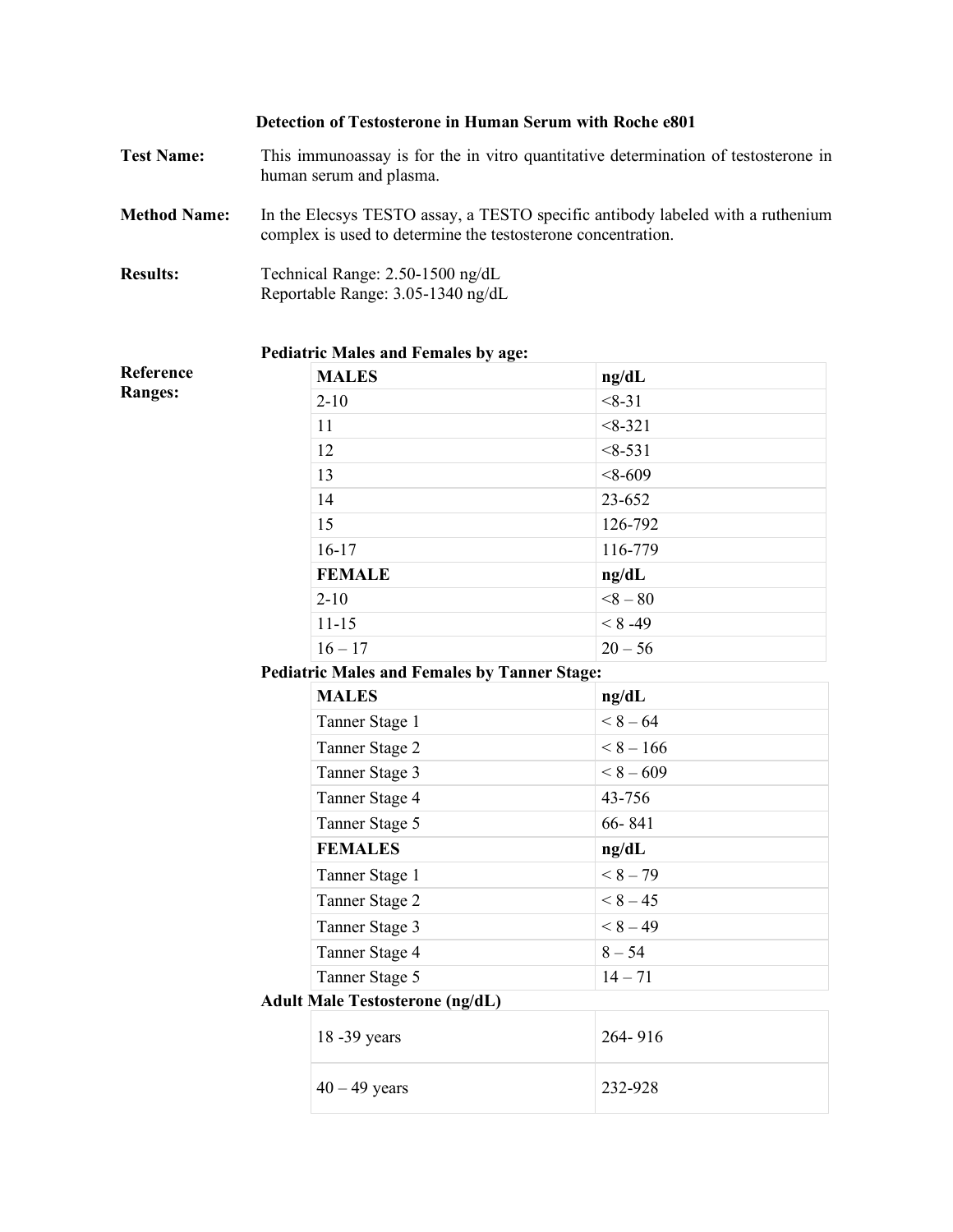# Detection of Testosterone in Human Serum with Roche e801

**Test Name:** This immunoassay is for the in vitro quantitative determination of testosterone in human serum and plasma.

**Method Name:** In the Elecsys TESTO assay, a TESTO specific antibody labeled with a ruthenium complex is used to determine the testosterone concentration.

**Results:** Technical Range: 2.50-1500 ng/dL
Reportable Range: 3.05-1340 ng/dL

**Reference Ranges:**

**Pediatric Males and Females by age:**

| MALES | ng/dL |
|---|---|
| 2-10 | <8-31 |
| 11 | <8-321 |
| 12 | <8-531 |
| 13 | <8-609 |
| 14 | 23-652 |
| 15 | 126-792 |
| 16-17 | 116-779 |
| **FEMALE** | **ng/dL** |
| 2-10 | <8 – 80 |
| 11-15 | < 8 -49 |
| 16 – 17 | 20 – 56 |

**Pediatric Males and Females by Tanner Stage:**

| MALES | ng/dL |
|---|---|
| Tanner Stage 1 | < 8 – 64 |
| Tanner Stage 2 | < 8 – 166 |
| Tanner Stage 3 | < 8 – 609 |
| Tanner Stage 4 | 43-756 |
| Tanner Stage 5 | 66- 841 |
| **FEMALES** | **ng/dL** |
| Tanner Stage 1 | < 8 – 79 |
| Tanner Stage 2 | < 8 – 45 |
| Tanner Stage 3 | < 8 – 49 |
| Tanner Stage 4 | 8 – 54 |
| Tanner Stage 5 | 14 – 71 |

**Adult Male Testosterone (ng/dL)**

| | |
|---|---|
| 18 -39 years | 264- 916 |
| 40 – 49 years | 232-928 |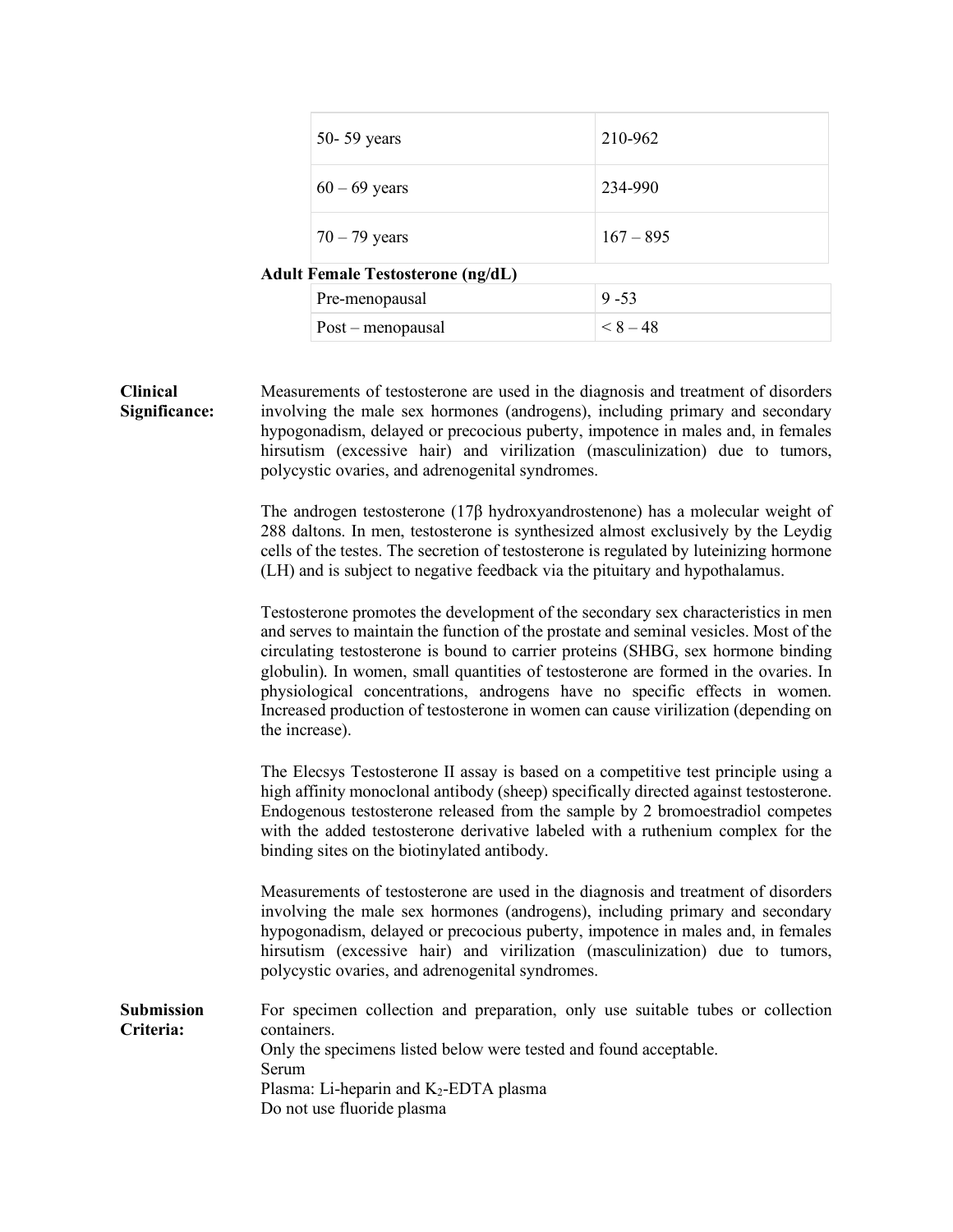| | |
|---|---|
| 50- 59 years | 210-962 |
| 60 – 69 years | 234-990 |
| 70 – 79 years | 167 – 895 |

**Adult Female Testosterone (ng/dL)**

| | |
|---|---|
| Pre-menopausal | 9 -53 |
| Post – menopausal | < 8 – 48 |

**Clinical Significance:**

Measurements of testosterone are used in the diagnosis and treatment of disorders involving the male sex hormones (androgens), including primary and secondary hypogonadism, delayed or precocious puberty, impotence in males and, in females hirsutism (excessive hair) and virilization (masculinization) due to tumors, polycystic ovaries, and adrenogenital syndromes.

The androgen testosterone (17β hydroxyandrostenone) has a molecular weight of 288 daltons. In men, testosterone is synthesized almost exclusively by the Leydig cells of the testes. The secretion of testosterone is regulated by luteinizing hormone (LH) and is subject to negative feedback via the pituitary and hypothalamus.

Testosterone promotes the development of the secondary sex characteristics in men and serves to maintain the function of the prostate and seminal vesicles. Most of the circulating testosterone is bound to carrier proteins (SHBG, sex hormone binding globulin). In women, small quantities of testosterone are formed in the ovaries. In physiological concentrations, androgens have no specific effects in women. Increased production of testosterone in women can cause virilization (depending on the increase).

The Elecsys Testosterone II assay is based on a competitive test principle using a high affinity monoclonal antibody (sheep) specifically directed against testosterone. Endogenous testosterone released from the sample by 2 bromoestradiol competes with the added testosterone derivative labeled with a ruthenium complex for the binding sites on the biotinylated antibody.

Measurements of testosterone are used in the diagnosis and treatment of disorders involving the male sex hormones (androgens), including primary and secondary hypogonadism, delayed or precocious puberty, impotence in males and, in females hirsutism (excessive hair) and virilization (masculinization) due to tumors, polycystic ovaries, and adrenogenital syndromes.

**Submission Criteria:**

For specimen collection and preparation, only use suitable tubes or collection containers.
Only the specimens listed below were tested and found acceptable.
Serum
Plasma: Li-heparin and $K_2$-EDTA plasma
Do not use fluoride plasma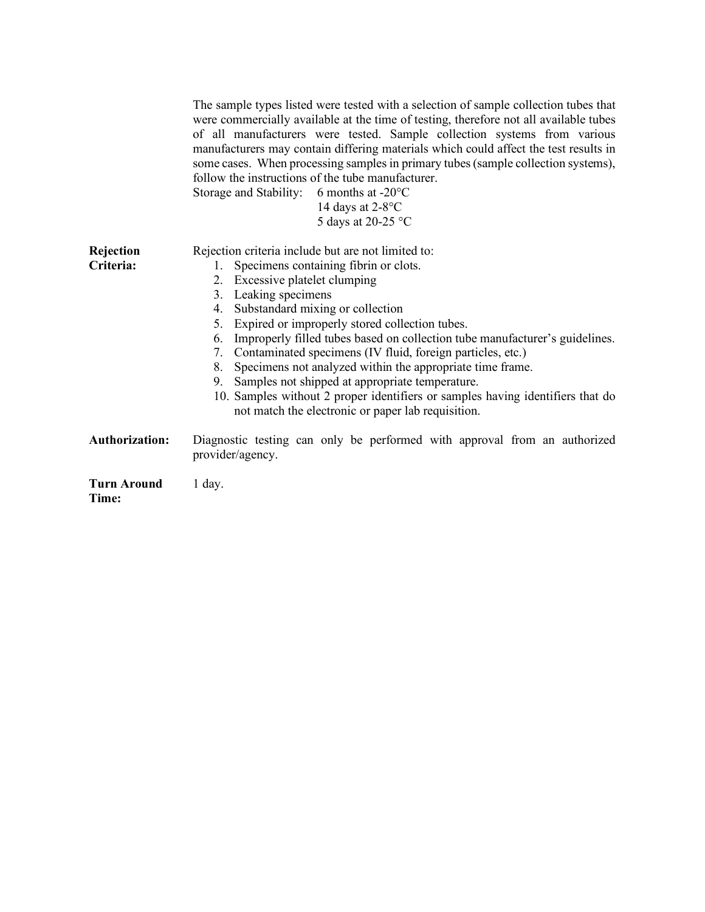The sample types listed were tested with a selection of sample collection tubes that were commercially available at the time of testing, therefore not all available tubes of all manufacturers were tested. Sample collection systems from various manufacturers may contain differing materials which could affect the test results in some cases. When processing samples in primary tubes (sample collection systems), follow the instructions of the tube manufacturer.

Storage and Stability: 6 months at -20°C
14 days at 2-8°C
5 days at 20-25 °C

**Rejection Criteria:**

Rejection criteria include but are not limited to:

1. Specimens containing fibrin or clots.
2. Excessive platelet clumping
3. Leaking specimens
4. Substandard mixing or collection
5. Expired or improperly stored collection tubes.
6. Improperly filled tubes based on collection tube manufacturer's guidelines.
7. Contaminated specimens (IV fluid, foreign particles, etc.)
8. Specimens not analyzed within the appropriate time frame.
9. Samples not shipped at appropriate temperature.
10. Samples without 2 proper identifiers or samples having identifiers that do not match the electronic or paper lab requisition.

**Authorization:** Diagnostic testing can only be performed with approval from an authorized provider/agency.

**Turn Around Time:** 1 day.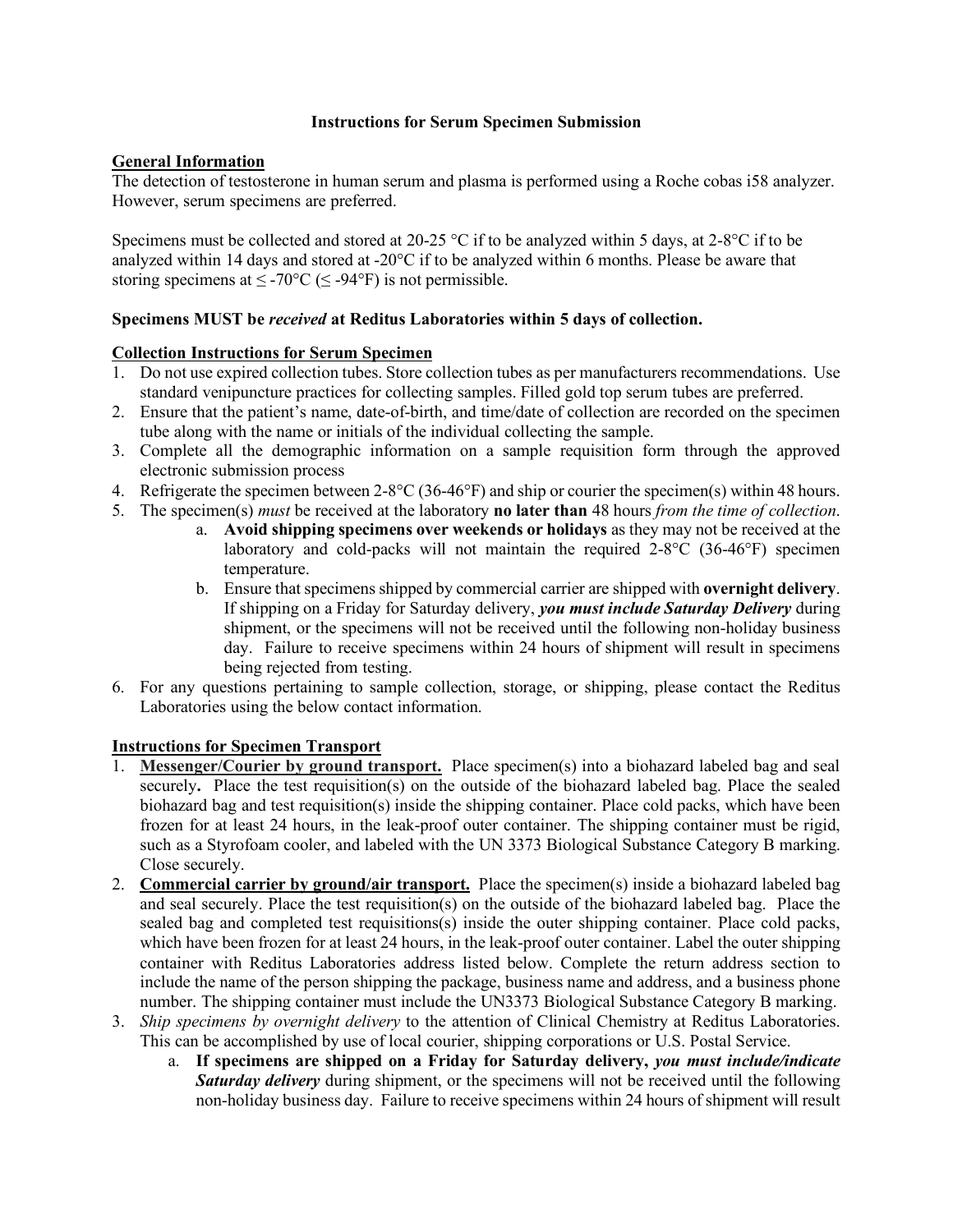### Instructions for Serum Specimen Submission

**General Information**

The detection of testosterone in human serum and plasma is performed using a Roche cobas i58 analyzer. However, serum specimens are preferred.

Specimens must be collected and stored at 20-25 °C if to be analyzed within 5 days, at 2-8°C if to be analyzed within 14 days and stored at -20°C if to be analyzed within 6 months. Please be aware that storing specimens at ≤ -70°C (≤ -94°F) is not permissible.

**Specimens MUST be *received* at Reditus Laboratories within 5 days of collection.**

**Collection Instructions for Serum Specimen**

1. Do not use expired collection tubes. Store collection tubes as per manufacturers recommendations. Use standard venipuncture practices for collecting samples. Filled gold top serum tubes are preferred.
2. Ensure that the patient's name, date-of-birth, and time/date of collection are recorded on the specimen tube along with the name or initials of the individual collecting the sample.
3. Complete all the demographic information on a sample requisition form through the approved electronic submission process
4. Refrigerate the specimen between 2-8°C (36-46°F) and ship or courier the specimen(s) within 48 hours.
5. The specimen(s) *must* be received at the laboratory **no later than** 48 hours *from the time of collection*.
    a. **Avoid shipping specimens over weekends or holidays** as they may not be received at the laboratory and cold-packs will not maintain the required 2-8°C (36-46°F) specimen temperature.
    b. Ensure that specimens shipped by commercial carrier are shipped with **overnight delivery**. If shipping on a Friday for Saturday delivery, ***you must include Saturday Delivery*** during shipment, or the specimens will not be received until the following non-holiday business day. Failure to receive specimens within 24 hours of shipment will result in specimens being rejected from testing.
6. For any questions pertaining to sample collection, storage, or shipping, please contact the Reditus Laboratories using the below contact information.

**Instructions for Specimen Transport**

1. **Messenger/Courier by ground transport.** Place specimen(s) into a biohazard labeled bag and seal securely**.** Place the test requisition(s) on the outside of the biohazard labeled bag. Place the sealed biohazard bag and test requisition(s) inside the shipping container. Place cold packs, which have been frozen for at least 24 hours, in the leak-proof outer container. The shipping container must be rigid, such as a Styrofoam cooler, and labeled with the UN 3373 Biological Substance Category B marking. Close securely.
2. **Commercial carrier by ground/air transport.** Place the specimen(s) inside a biohazard labeled bag and seal securely. Place the test requisition(s) on the outside of the biohazard labeled bag. Place the sealed bag and completed test requisitions(s) inside the outer shipping container. Place cold packs, which have been frozen for at least 24 hours, in the leak-proof outer container. Label the outer shipping container with Reditus Laboratories address listed below. Complete the return address section to include the name of the person shipping the package, business name and address, and a business phone number. The shipping container must include the UN3373 Biological Substance Category B marking.
3. *Ship specimens by overnight delivery* to the attention of Clinical Chemistry at Reditus Laboratories. This can be accomplished by use of local courier, shipping corporations or U.S. Postal Service.
    a. **If specimens are shipped on a Friday for Saturday delivery,** ***you must include/indicate Saturday delivery*** during shipment, or the specimens will not be received until the following non-holiday business day. Failure to receive specimens within 24 hours of shipment will result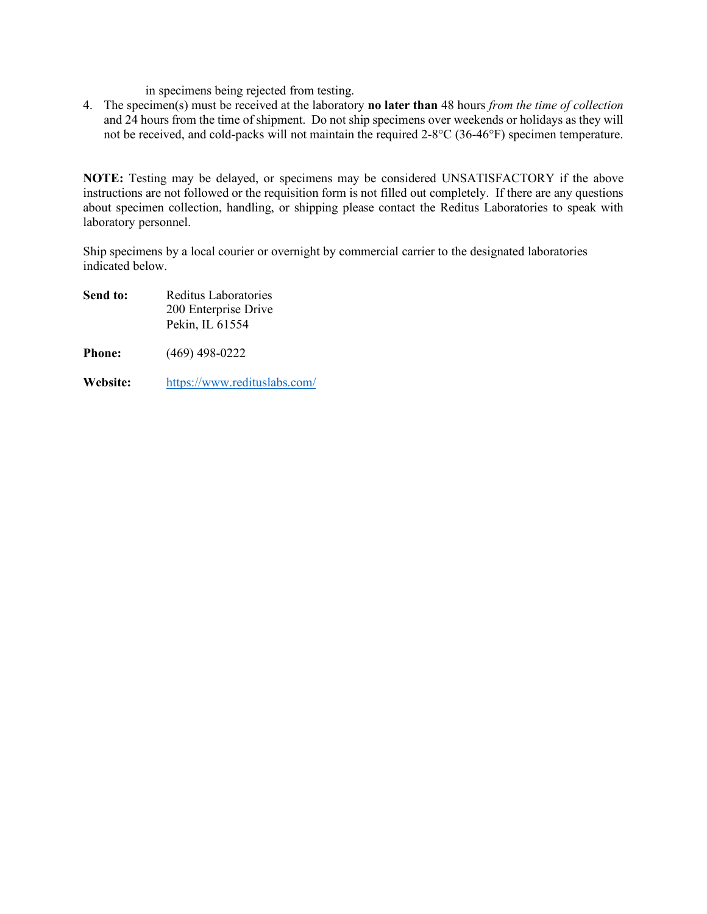in specimens being rejected from testing.

4. The specimen(s) must be received at the laboratory **no later than** 48 hours *from the time of collection* and 24 hours from the time of shipment. Do not ship specimens over weekends or holidays as they will not be received, and cold-packs will not maintain the required 2-8°C (36-46°F) specimen temperature.

**NOTE:** Testing may be delayed, or specimens may be considered UNSATISFACTORY if the above instructions are not followed or the requisition form is not filled out completely. If there are any questions about specimen collection, handling, or shipping please contact the Reditus Laboratories to speak with laboratory personnel.

Ship specimens by a local courier or overnight by commercial carrier to the designated laboratories indicated below.

**Send to:** Reditus Laboratories
200 Enterprise Drive
Pekin, IL 61554

**Phone:** (469) 498-0222

**Website:** [https://www.redituslabs.com/](https://www.redituslabs.com/)